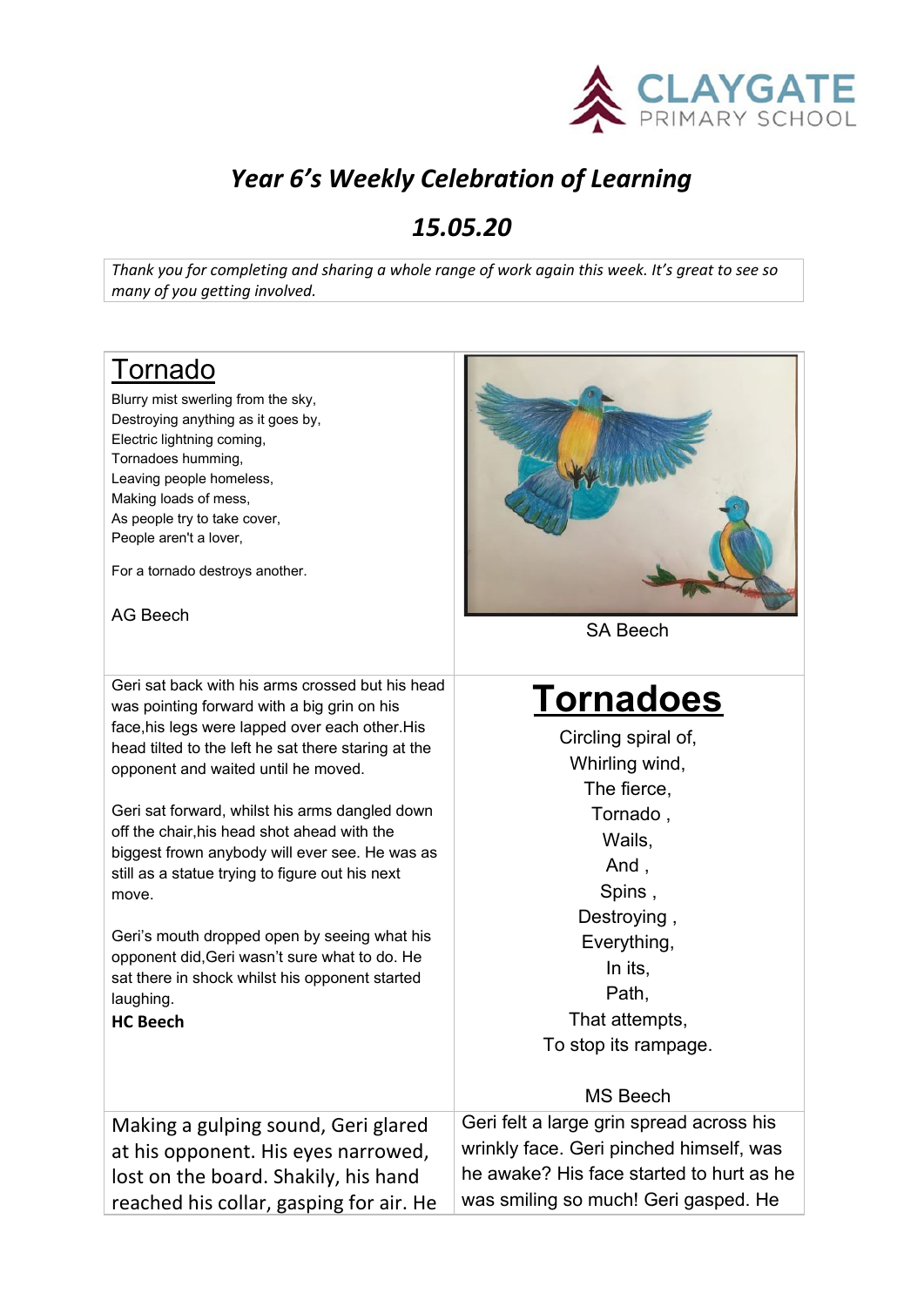# *Year 6's Weekly Celebration of Learning*

## *15.05.20*

*Thank you for completing and sharing a whole range of work again this week. It's great to see so many of you getting involved.*

## Tornado

Blurry mist swerling from the sky,
Destroying anything as it goes by,
Electric lightning coming,
Tornadoes humming,
Leaving people homeless,
Making loads of mess,
As people try to take cover,
People aren't a lover,

For a tornado destroys another.

AG Beech

SA Beech

Geri sat back with his arms crossed but his head was pointing forward with a big grin on his face,his legs were lapped over each other.His head tilted to the left he sat there staring at the opponent and waited until he moved.

Geri sat forward, whilst his arms dangled down off the chair,his head shot ahead with the biggest frown anybody will ever see. He was as still as a statue trying to figure out his next move.

Geri's mouth dropped open by seeing what his opponent did,Geri wasn't sure what to do. He sat there in shock whilst his opponent started laughing.

**HC Beech**

## Tornadoes

Circling spiral of,
Whirling wind,
The fierce,
Tornado ,
Wails,
And ,
Spins ,
Destroying ,
Everything,
In its,
Path,
That attempts,
To stop its rampage.

MS Beech

Making a gulping sound, Geri glared at his opponent. His eyes narrowed, lost on the board. Shakily, his hand reached his collar, gasping for air. He

Geri felt a large grin spread across his wrinkly face. Geri pinched himself, was he awake? His face started to hurt as he was smiling so much! Geri gasped. He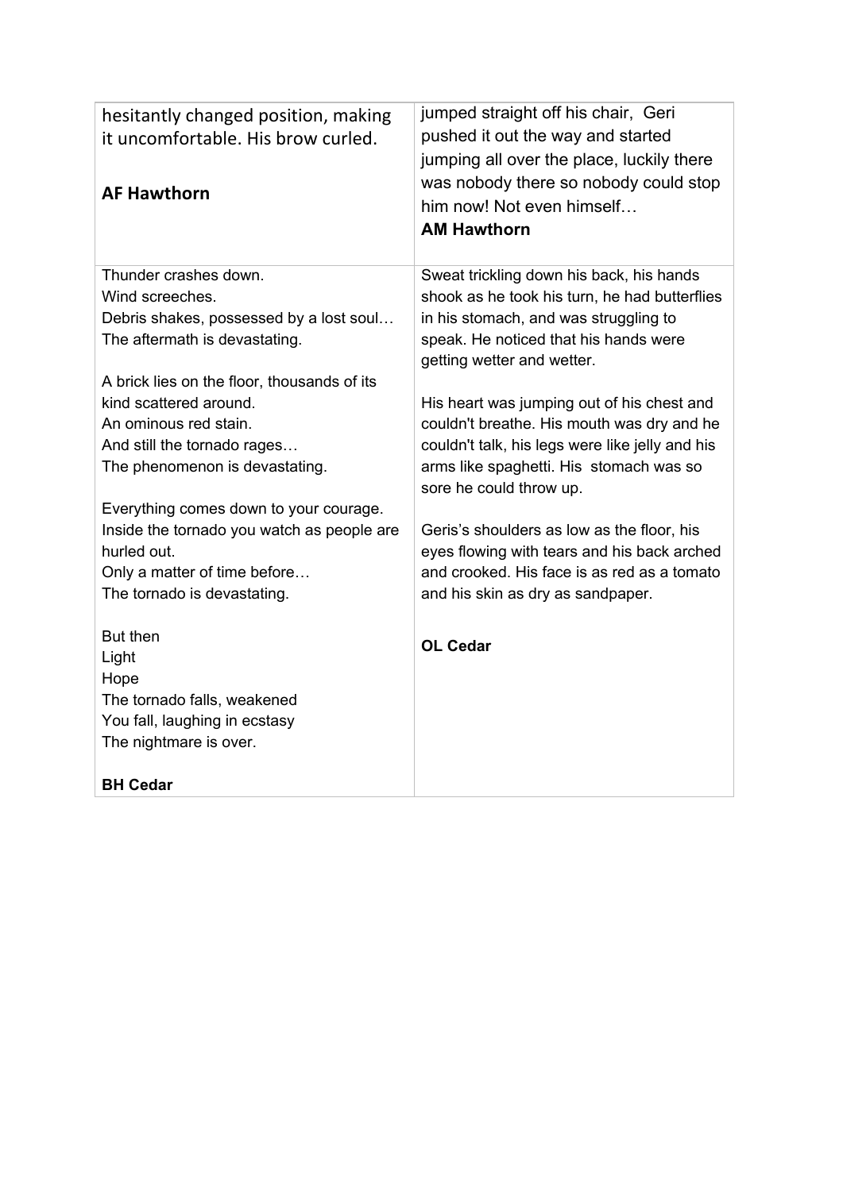| | |
|---|---|
| hesitantly changed position, making it uncomfortable. His brow curled.<br><br>**AF Hawthorn** | jumped straight off his chair, Geri pushed it out the way and started jumping all over the place, luckily there was nobody there so nobody could stop him now! Not even himself…<br>**AM Hawthorn** |
| Thunder crashes down.<br>Wind screeches.<br>Debris shakes, possessed by a lost soul…<br>The aftermath is devastating.<br><br>A brick lies on the floor, thousands of its kind scattered around.<br>An ominous red stain.<br>And still the tornado rages…<br>The phenomenon is devastating.<br><br>Everything comes down to your courage.<br>Inside the tornado you watch as people are hurled out.<br>Only a matter of time before…<br>The tornado is devastating.<br><br>But then<br>Light<br>Hope<br>The tornado falls, weakened<br>You fall, laughing in ecstasy<br>The nightmare is over.<br><br>**BH Cedar** | Sweat trickling down his back, his hands shook as he took his turn, he had butterflies in his stomach, and was struggling to speak. He noticed that his hands were getting wetter and wetter.<br><br>His heart was jumping out of his chest and couldn't breathe. His mouth was dry and he couldn't talk, his legs were like jelly and his arms like spaghetti. His stomach was so sore he could throw up.<br><br>Geris's shoulders as low as the floor, his eyes flowing with tears and his back arched and crooked. His face is as red as a tomato and his skin as dry as sandpaper.<br><br>**OL Cedar** |